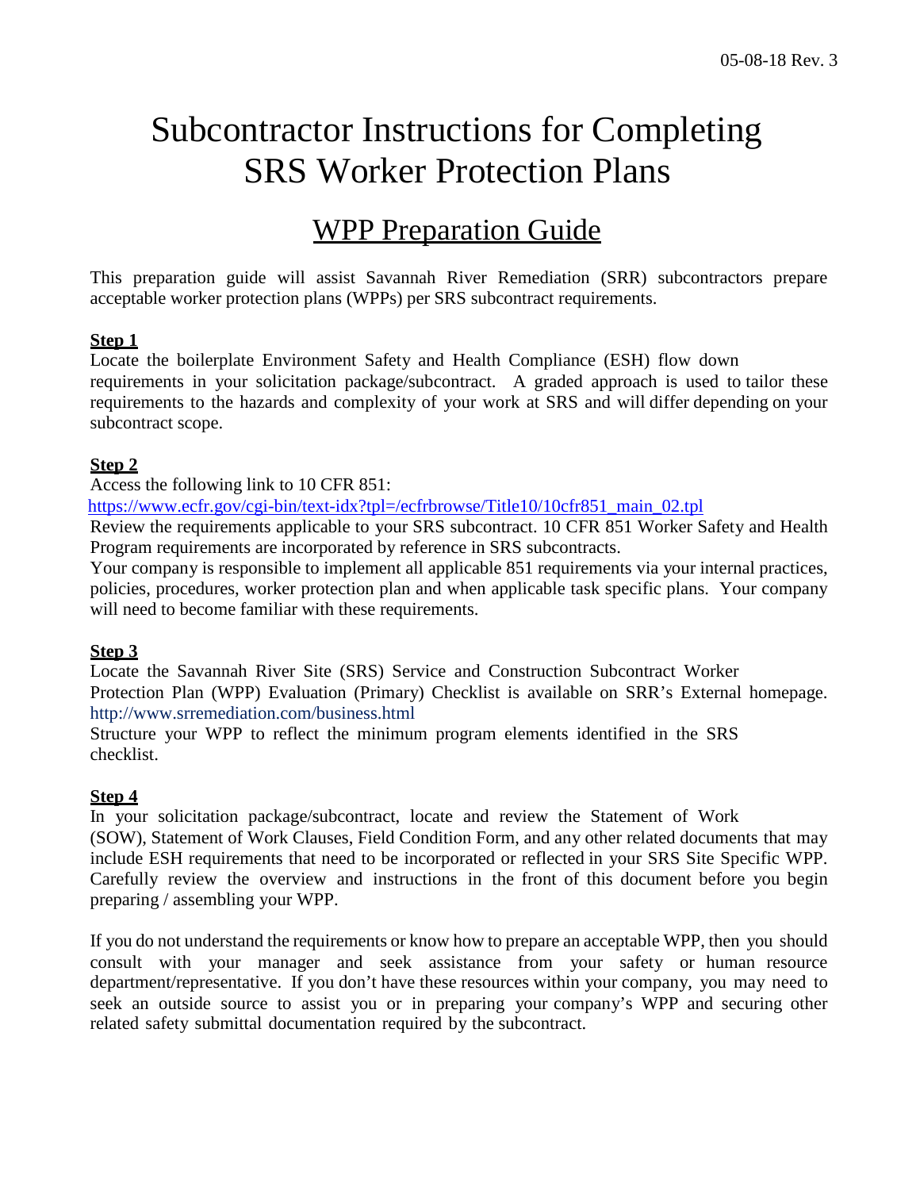05-08-18 Rev. 3

# Subcontractor Instructions for Completing SRS Worker Protection Plans

## WPP Preparation Guide

This preparation guide will assist Savannah River Remediation (SRR) subcontractors prepare acceptable worker protection plans (WPPs) per SRS subcontract requirements.

**Step 1**

Locate the boilerplate Environment Safety and Health Compliance (ESH) flow down requirements in your solicitation package/subcontract. A graded approach is used to tailor these requirements to the hazards and complexity of your work at SRS and will differ depending on your subcontract scope.

**Step 2**

Access the following link to 10 CFR 851:
https://www.ecfr.gov/cgi-bin/text-idx?tpl=/ecfrbrowse/Title10/10cfr851_main_02.tpl

Review the requirements applicable to your SRS subcontract. 10 CFR 851 Worker Safety and Health Program requirements are incorporated by reference in SRS subcontracts.

Your company is responsible to implement all applicable 851 requirements via your internal practices, policies, procedures, worker protection plan and when applicable task specific plans. Your company will need to become familiar with these requirements.

**Step 3**

Locate the Savannah River Site (SRS) Service and Construction Subcontract Worker Protection Plan (WPP) Evaluation (Primary) Checklist is available on SRR's External homepage.
http://www.srremediation.com/business.html

Structure your WPP to reflect the minimum program elements identified in the SRS checklist.

**Step 4**

In your solicitation package/subcontract, locate and review the Statement of Work (SOW), Statement of Work Clauses, Field Condition Form, and any other related documents that may include ESH requirements that need to be incorporated or reflected in your SRS Site Specific WPP. Carefully review the overview and instructions in the front of this document before you begin preparing / assembling your WPP.

If you do not understand the requirements or know how to prepare an acceptable WPP, then you should consult with your manager and seek assistance from your safety or human resource department/representative. If you don't have these resources within your company, you may need to seek an outside source to assist you or in preparing your company's WPP and securing other related safety submittal documentation required by the subcontract.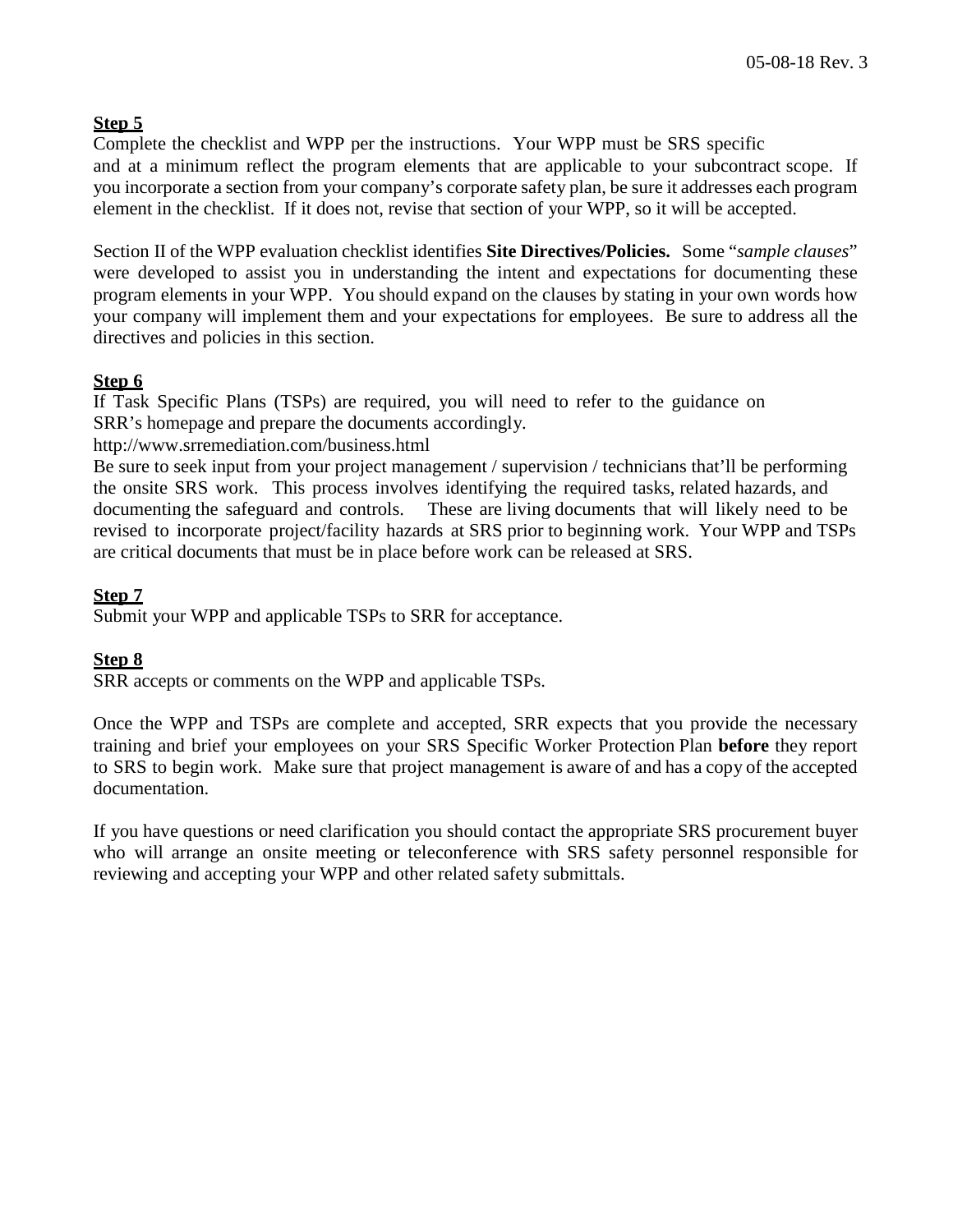**Step 5**

Complete the checklist and WPP per the instructions. Your WPP must be SRS specific and at a minimum reflect the program elements that are applicable to your subcontract scope. If you incorporate a section from your company's corporate safety plan, be sure it addresses each program element in the checklist. If it does not, revise that section of your WPP, so it will be accepted.

Section II of the WPP evaluation checklist identifies **Site Directives/Policies.** Some "*sample clauses*" were developed to assist you in understanding the intent and expectations for documenting these program elements in your WPP. You should expand on the clauses by stating in your own words how your company will implement them and your expectations for employees. Be sure to address all the directives and policies in this section.

**Step 6**

If Task Specific Plans (TSPs) are required, you will need to refer to the guidance on SRR's homepage and prepare the documents accordingly.
http://www.srremediation.com/business.html
Be sure to seek input from your project management / supervision / technicians that'll be performing the onsite SRS work. This process involves identifying the required tasks, related hazards, and documenting the safeguard and controls. These are living documents that will likely need to be revised to incorporate project/facility hazards at SRS prior to beginning work. Your WPP and TSPs are critical documents that must be in place before work can be released at SRS.

**Step 7**

Submit your WPP and applicable TSPs to SRR for acceptance.

**Step 8**

SRR accepts or comments on the WPP and applicable TSPs.

Once the WPP and TSPs are complete and accepted, SRR expects that you provide the necessary training and brief your employees on your SRS Specific Worker Protection Plan **before** they report to SRS to begin work. Make sure that project management is aware of and has a copy of the accepted documentation.

If you have questions or need clarification you should contact the appropriate SRS procurement buyer who will arrange an onsite meeting or teleconference with SRS safety personnel responsible for reviewing and accepting your WPP and other related safety submittals.